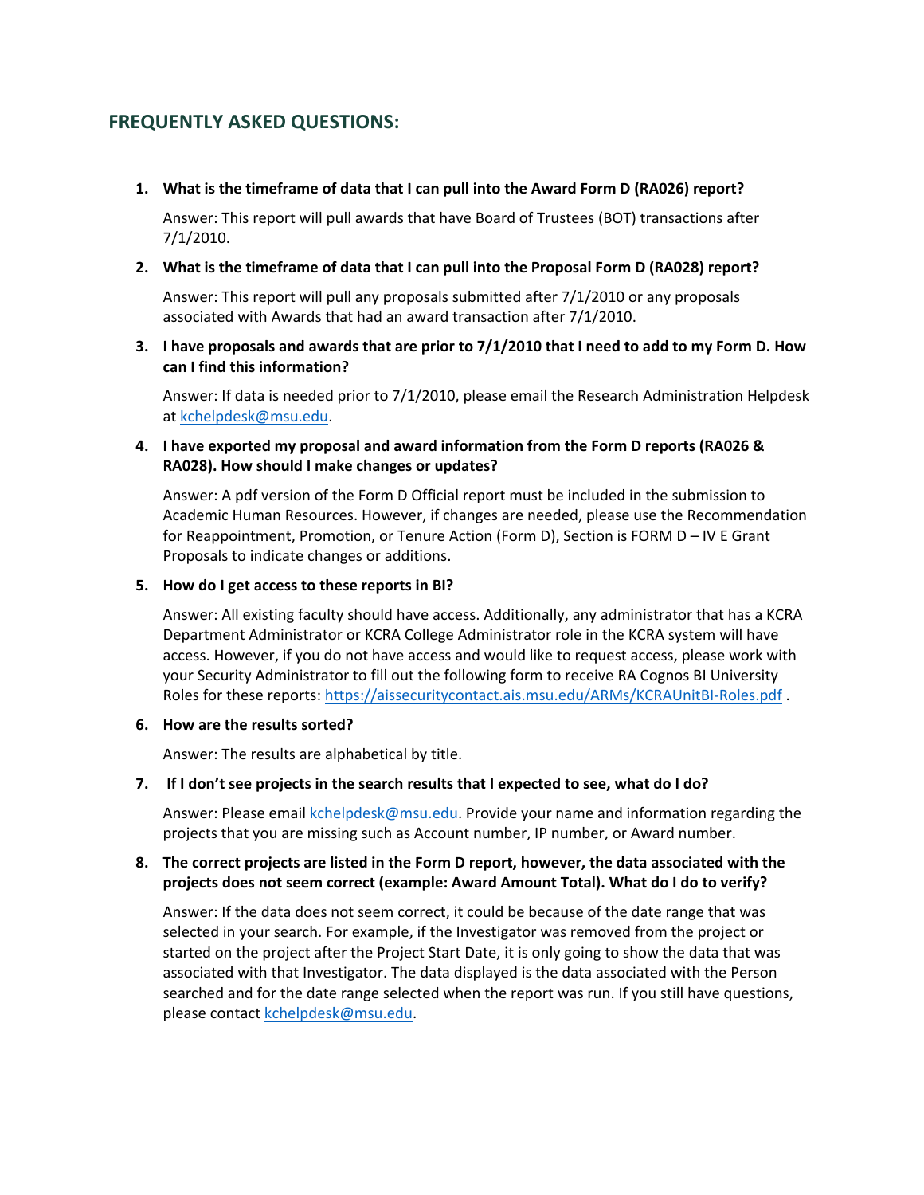## FREQUENTLY ASKED QUESTIONS:

1. **What is the timeframe of data that I can pull into the Award Form D (RA026) report?**

   Answer: This report will pull awards that have Board of Trustees (BOT) transactions after 7/1/2010.

2. **What is the timeframe of data that I can pull into the Proposal Form D (RA028) report?**

   Answer: This report will pull any proposals submitted after 7/1/2010 or any proposals associated with Awards that had an award transaction after 7/1/2010.

3. **I have proposals and awards that are prior to 7/1/2010 that I need to add to my Form D. How can I find this information?**

   Answer: If data is needed prior to 7/1/2010, please email the Research Administration Helpdesk at kchelpdesk@msu.edu.

4. **I have exported my proposal and award information from the Form D reports (RA026 & RA028). How should I make changes or updates?**

   Answer: A pdf version of the Form D Official report must be included in the submission to Academic Human Resources. However, if changes are needed, please use the Recommendation for Reappointment, Promotion, or Tenure Action (Form D), Section is FORM D – IV E Grant Proposals to indicate changes or additions.

5. **How do I get access to these reports in BI?**

   Answer: All existing faculty should have access. Additionally, any administrator that has a KCRA Department Administrator or KCRA College Administrator role in the KCRA system will have access. However, if you do not have access and would like to request access, please work with your Security Administrator to fill out the following form to receive RA Cognos BI University Roles for these reports: https://aissecuritycontact.ais.msu.edu/ARMs/KCRAUnitBI-Roles.pdf .

6. **How are the results sorted?**

   Answer: The results are alphabetical by title.

7. **If I don't see projects in the search results that I expected to see, what do I do?**

   Answer: Please email kchelpdesk@msu.edu. Provide your name and information regarding the projects that you are missing such as Account number, IP number, or Award number.

8. **The correct projects are listed in the Form D report, however, the data associated with the projects does not seem correct (example: Award Amount Total). What do I do to verify?**

   Answer: If the data does not seem correct, it could be because of the date range that was selected in your search. For example, if the Investigator was removed from the project or started on the project after the Project Start Date, it is only going to show the data that was associated with that Investigator. The data displayed is the data associated with the Person searched and for the date range selected when the report was run. If you still have questions, please contact kchelpdesk@msu.edu.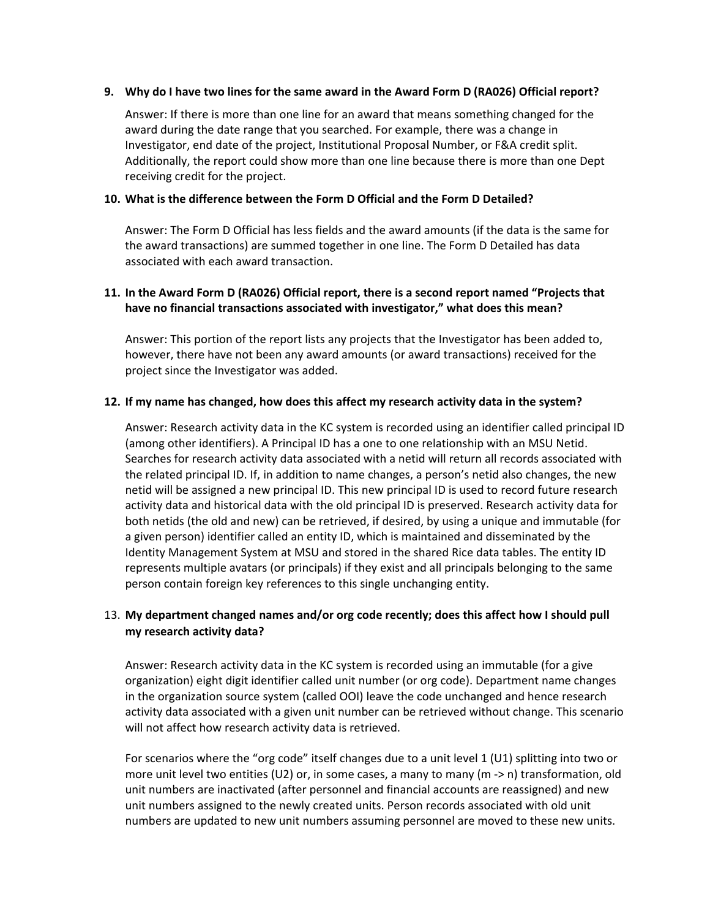9. **Why do I have two lines for the same award in the Award Form D (RA026) Official report?**

   Answer: If there is more than one line for an award that means something changed for the award during the date range that you searched. For example, there was a change in Investigator, end date of the project, Institutional Proposal Number, or F&A credit split. Additionally, the report could show more than one line because there is more than one Dept receiving credit for the project.

10. **What is the difference between the Form D Official and the Form D Detailed?**

    Answer: The Form D Official has less fields and the award amounts (if the data is the same for the award transactions) are summed together in one line. The Form D Detailed has data associated with each award transaction.

11. **In the Award Form D (RA026) Official report, there is a second report named "Projects that have no financial transactions associated with investigator," what does this mean?**

    Answer: This portion of the report lists any projects that the Investigator has been added to, however, there have not been any award amounts (or award transactions) received for the project since the Investigator was added.

12. **If my name has changed, how does this affect my research activity data in the system?**

    Answer: Research activity data in the KC system is recorded using an identifier called principal ID (among other identifiers). A Principal ID has a one to one relationship with an MSU Netid. Searches for research activity data associated with a netid will return all records associated with the related principal ID. If, in addition to name changes, a person's netid also changes, the new netid will be assigned a new principal ID. This new principal ID is used to record future research activity data and historical data with the old principal ID is preserved. Research activity data for both netids (the old and new) can be retrieved, if desired, by using a unique and immutable (for a given person) identifier called an entity ID, which is maintained and disseminated by the Identity Management System at MSU and stored in the shared Rice data tables. The entity ID represents multiple avatars (or principals) if they exist and all principals belonging to the same person contain foreign key references to this single unchanging entity.

13. **My department changed names and/or org code recently; does this affect how I should pull my research activity data?**

    Answer: Research activity data in the KC system is recorded using an immutable (for a give organization) eight digit identifier called unit number (or org code). Department name changes in the organization source system (called OOI) leave the code unchanged and hence research activity data associated with a given unit number can be retrieved without change. This scenario will not affect how research activity data is retrieved.

    For scenarios where the "org code" itself changes due to a unit level 1 (U1) splitting into two or more unit level two entities (U2) or, in some cases, a many to many (m -> n) transformation, old unit numbers are inactivated (after personnel and financial accounts are reassigned) and new unit numbers assigned to the newly created units. Person records associated with old unit numbers are updated to new unit numbers assuming personnel are moved to these new units.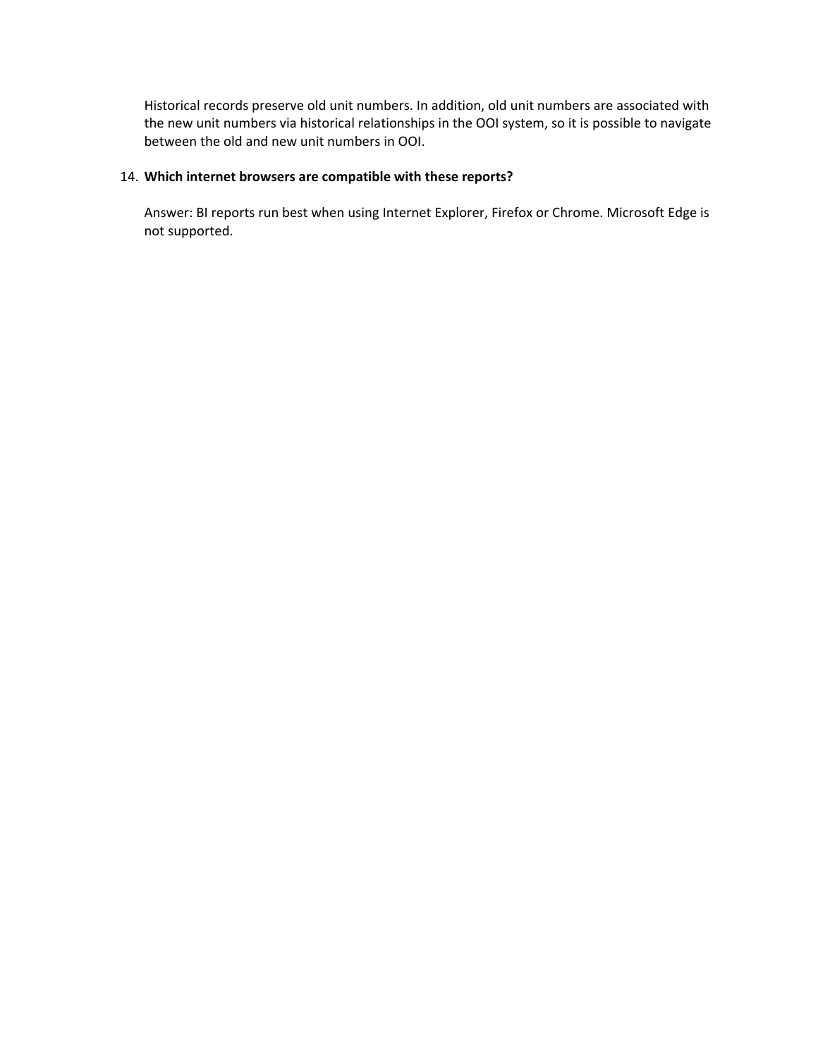Historical records preserve old unit numbers. In addition, old unit numbers are associated with the new unit numbers via historical relationships in the OOI system, so it is possible to navigate between the old and new unit numbers in OOI.

14. **Which internet browsers are compatible with these reports?**

    Answer: BI reports run best when using Internet Explorer, Firefox or Chrome. Microsoft Edge is not supported.